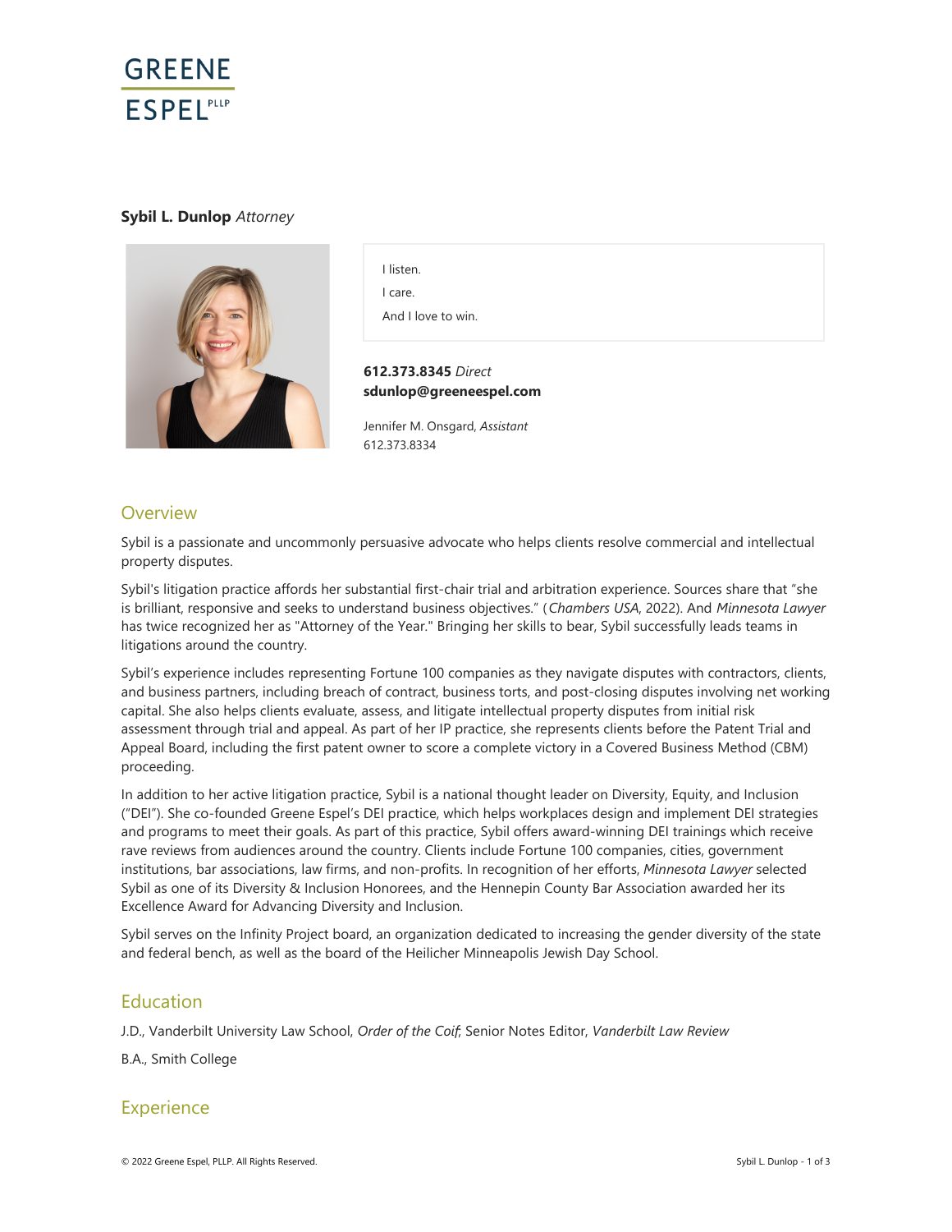GREENE ESPEL PLLP

**Sybil L. Dunlop** *Attorney*

I listen.

I care.

And I love to win.

**612.373.8345** *Direct*
**sdunlop@greeneespel.com**

Jennifer M. Onsgard, *Assistant*
612.373.8334

## Overview

Sybil is a passionate and uncommonly persuasive advocate who helps clients resolve commercial and intellectual property disputes.

Sybil's litigation practice affords her substantial first-chair trial and arbitration experience. Sources share that "she is brilliant, responsive and seeks to understand business objectives." (*Chambers USA*, 2022). And *Minnesota Lawyer* has twice recognized her as "Attorney of the Year." Bringing her skills to bear, Sybil successfully leads teams in litigations around the country.

Sybil's experience includes representing Fortune 100 companies as they navigate disputes with contractors, clients, and business partners, including breach of contract, business torts, and post-closing disputes involving net working capital. She also helps clients evaluate, assess, and litigate intellectual property disputes from initial risk assessment through trial and appeal. As part of her IP practice, she represents clients before the Patent Trial and Appeal Board, including the first patent owner to score a complete victory in a Covered Business Method (CBM) proceeding.

In addition to her active litigation practice, Sybil is a national thought leader on Diversity, Equity, and Inclusion ("DEI"). She co-founded Greene Espel's DEI practice, which helps workplaces design and implement DEI strategies and programs to meet their goals. As part of this practice, Sybil offers award-winning DEI trainings which receive rave reviews from audiences around the country. Clients include Fortune 100 companies, cities, government institutions, bar associations, law firms, and non-profits. In recognition of her efforts, *Minnesota Lawyer* selected Sybil as one of its Diversity & Inclusion Honorees, and the Hennepin County Bar Association awarded her its Excellence Award for Advancing Diversity and Inclusion.

Sybil serves on the Infinity Project board, an organization dedicated to increasing the gender diversity of the state and federal bench, as well as the board of the Heilicher Minneapolis Jewish Day School.

## Education

J.D., Vanderbilt University Law School, *Order of the Coif*; Senior Notes Editor, *Vanderbilt Law Review*

B.A., Smith College

## Experience

© 2022 Greene Espel, PLLP. All Rights Reserved.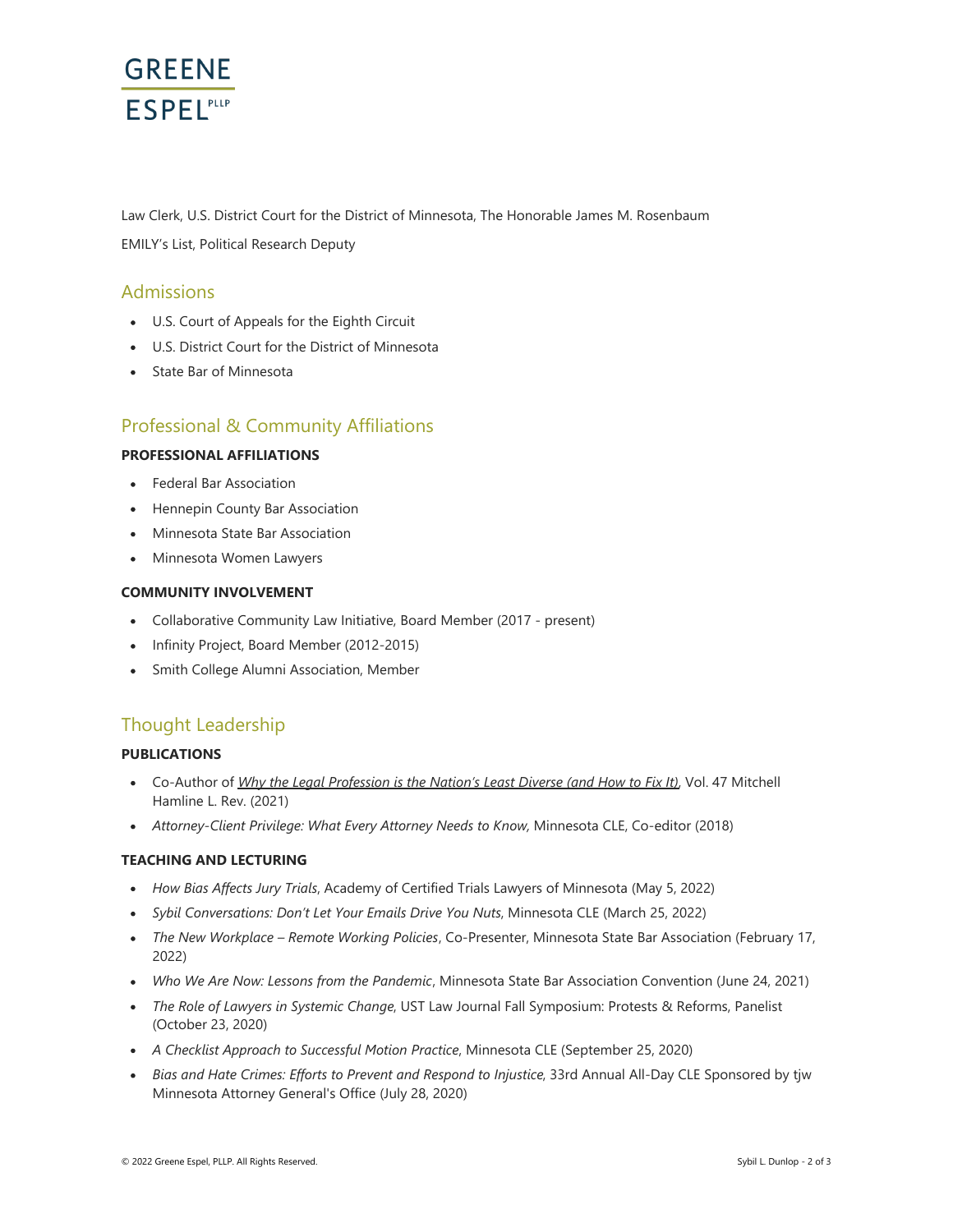Law Clerk, U.S. District Court for the District of Minnesota, The Honorable James M. Rosenbaum

EMILY's List, Political Research Deputy

## Admissions

- U.S. Court of Appeals for the Eighth Circuit
- U.S. District Court for the District of Minnesota
- State Bar of Minnesota

## Professional & Community Affiliations

### PROFESSIONAL AFFILIATIONS

- Federal Bar Association
- Hennepin County Bar Association
- Minnesota State Bar Association
- Minnesota Women Lawyers

### COMMUNITY INVOLVEMENT

- Collaborative Community Law Initiative, Board Member (2017 - present)
- Infinity Project, Board Member (2012-2015)
- Smith College Alumni Association, Member

## Thought Leadership

### PUBLICATIONS

- Co-Author of *Why the Legal Profession is the Nation's Least Diverse (and How to Fix It)*, Vol. 47 Mitchell Hamline L. Rev. (2021)
- *Attorney-Client Privilege: What Every Attorney Needs to Know,* Minnesota CLE, Co-editor (2018)

### TEACHING AND LECTURING

- *How Bias Affects Jury Trials*, Academy of Certified Trials Lawyers of Minnesota (May 5, 2022)
- *Sybil Conversations: Don't Let Your Emails Drive You Nuts*, Minnesota CLE (March 25, 2022)
- *The New Workplace – Remote Working Policies*, Co-Presenter, Minnesota State Bar Association (February 17, 2022)
- *Who We Are Now: Lessons from the Pandemic*, Minnesota State Bar Association Convention (June 24, 2021)
- *The Role of Lawyers in Systemic Change*, UST Law Journal Fall Symposium: Protests & Reforms, Panelist (October 23, 2020)
- *A Checklist Approach to Successful Motion Practice*, Minnesota CLE (September 25, 2020)
- *Bias and Hate Crimes: Efforts to Prevent and Respond to Injustice*, 33rd Annual All-Day CLE Sponsored by tjw Minnesota Attorney General's Office (July 28, 2020)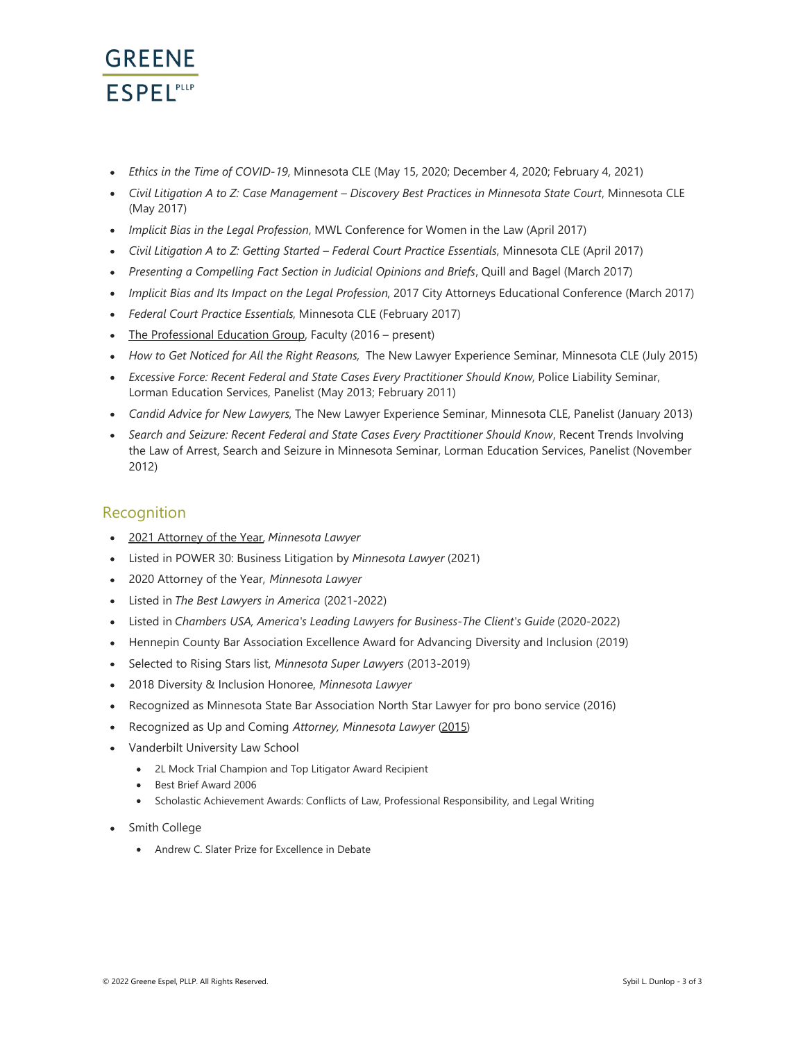- *Ethics in the Time of COVID-19*, Minnesota CLE (May 15, 2020; December 4, 2020; February 4, 2021)
- *Civil Litigation A to Z: Case Management – Discovery Best Practices in Minnesota State Court*, Minnesota CLE (May 2017)
- *Implicit Bias in the Legal Profession*, MWL Conference for Women in the Law (April 2017)
- *Civil Litigation A to Z: Getting Started – Federal Court Practice Essentials*, Minnesota CLE (April 2017)
- *Presenting a Compelling Fact Section in Judicial Opinions and Briefs*, Quill and Bagel (March 2017)
- *Implicit Bias and Its Impact on the Legal Profession*, 2017 City Attorneys Educational Conference (March 2017)
- *Federal Court Practice Essentials*, Minnesota CLE (February 2017)
- The Professional Education Group, Faculty (2016 – present)
- *How to Get Noticed for All the Right Reasons,* The New Lawyer Experience Seminar, Minnesota CLE (July 2015)
- *Excessive Force: Recent Federal and State Cases Every Practitioner Should Know*, Police Liability Seminar, Lorman Education Services, Panelist (May 2013; February 2011)
- *Candid Advice for New Lawyers*, The New Lawyer Experience Seminar, Minnesota CLE, Panelist (January 2013)
- *Search and Seizure: Recent Federal and State Cases Every Practitioner Should Know*, Recent Trends Involving the Law of Arrest, Search and Seizure in Minnesota Seminar, Lorman Education Services, Panelist (November 2012)

## Recognition

- 2021 Attorney of the Year, *Minnesota Lawyer*
- Listed in POWER 30: Business Litigation by *Minnesota Lawyer* (2021)
- 2020 Attorney of the Year, *Minnesota Lawyer*
- Listed in *The Best Lawyers in America* (2021-2022)
- Listed in *Chambers USA, America's Leading Lawyers for Business-The Client's Guide* (2020-2022)
- Hennepin County Bar Association Excellence Award for Advancing Diversity and Inclusion (2019)
- Selected to Rising Stars list, *Minnesota Super Lawyers* (2013-2019)
- 2018 Diversity & Inclusion Honoree, *Minnesota Lawyer*
- Recognized as Minnesota State Bar Association North Star Lawyer for pro bono service (2016)
- Recognized as Up and Coming *Attorney, Minnesota Lawyer* (2015)
- Vanderbilt University Law School
  - 2L Mock Trial Champion and Top Litigator Award Recipient
  - Best Brief Award 2006
  - Scholastic Achievement Awards: Conflicts of Law, Professional Responsibility, and Legal Writing
- Smith College
  - Andrew C. Slater Prize for Excellence in Debate